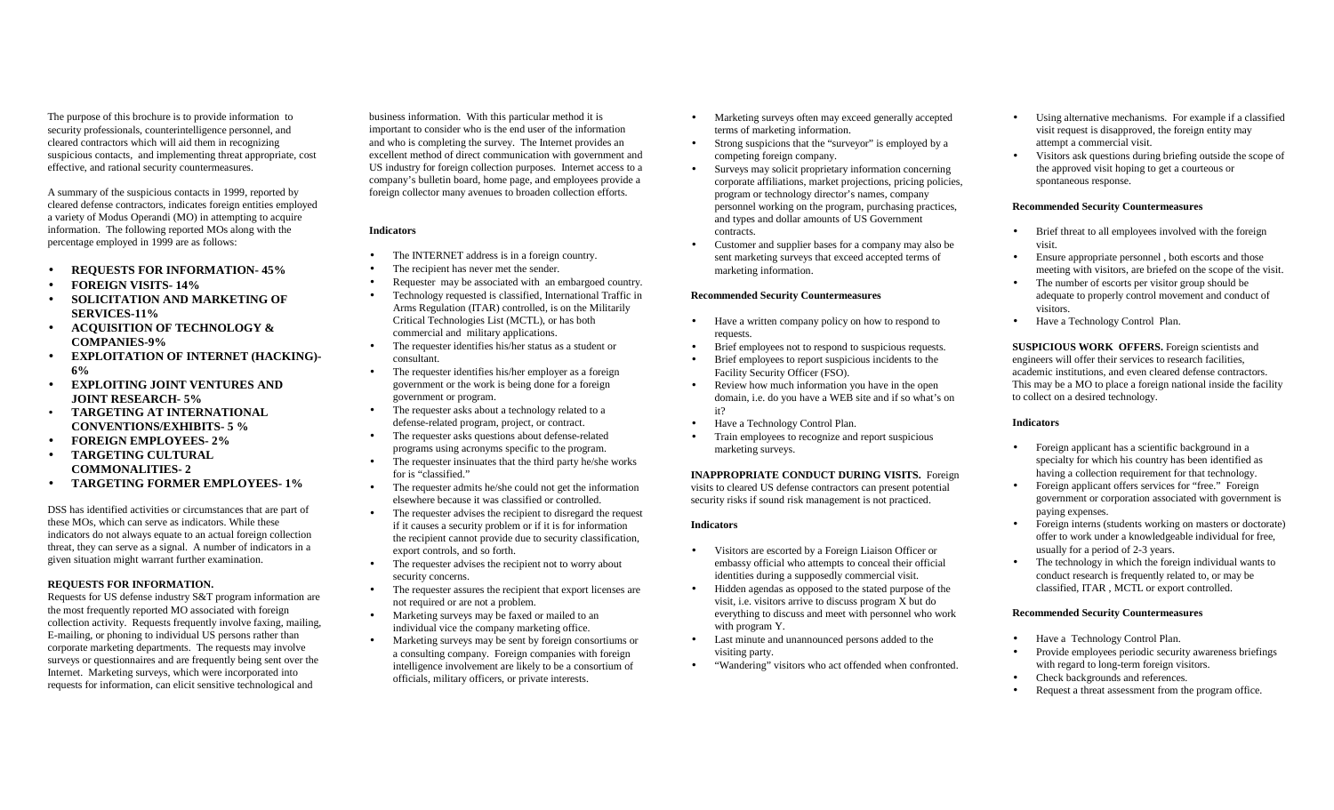The purpose of this brochure is to provide information to security professionals, counterintelligence personnel, and cleared contractors which will aid them in recognizing suspicious contacts, and implementing threat appropriate, cost effective, and rational security countermeasures.

A summary of the suspicious contacts in 1999, reported by cleared defense contractors, indicates foreign entities employed a variety of Modus Operandi (MO) in attempting to acquire information. The following reported MOs along with the percentage employed in 1999 are as follows:

- **REQUESTS FOR INFORMATION- 45%**
- **FOREIGN VISITS- 14%**
- **SOLICITATION AND MARKETING OF SERVICES-11%**
- **ACQUISITION OF TECHNOLOGY & COMPANIES-9%**
- **EXPLOITATION OF INTERNET (HACKING)- 6%**
- **EXPLOITING JOINT VENTURES AND JOINT RESEARCH- 5%**
- **TARGETING AT INTERNATIONAL CONVENTIONS/EXHIBITS- 5 %**
- **FOREIGN EMPLOYEES- 2%**
- **TARGETING CULTURAL COMMONALITIES- 2**
- **TARGETING FORMER EMPLOYEES- 1%**

DSS has identified activities or circumstances that are part of these MOs, which can serve as indicators. While these indicators do not always equate to an actual foreign collection threat, they can serve as a signal. A number of indicators in a given situation might warrant further examination.

**REQUESTS FOR INFORMATION.**
Requests for US defense industry S&T program information are the most frequently reported MO associated with foreign collection activity. Requests frequently involve faxing, mailing, E-mailing, or phoning to individual US persons rather than corporate marketing departments. The requests may involve surveys or questionnaires and are frequently being sent over the Internet. Marketing surveys, which were incorporated into requests for information, can elicit sensitive technological and business information. With this particular method it is important to consider who is the end user of the information and who is completing the survey. The Internet provides an excellent method of direct communication with government and US industry for foreign collection purposes. Internet access to a company's bulletin board, home page, and employees provide a foreign collector many avenues to broaden collection efforts.

**Indicators**

- The INTERNET address is in a foreign country.
- The recipient has never met the sender.
- Requester may be associated with an embargoed country.
- Technology requested is classified, International Traffic in Arms Regulation (ITAR) controlled, is on the Militarily Critical Technologies List (MCTL), or has both commercial and military applications.
- The requester identifies his/her status as a student or consultant.
- The requester identifies his/her employer as a foreign government or the work is being done for a foreign government or program.
- The requester asks about a technology related to a defense-related program, project, or contract.
- The requester asks questions about defense-related programs using acronyms specific to the program.
- The requester insinuates that the third party he/she works for is "classified."
- The requester admits he/she could not get the information elsewhere because it was classified or controlled.
- The requester advises the recipient to disregard the request if it causes a security problem or if it is for information the recipient cannot provide due to security classification, export controls, and so forth.
- The requester advises the recipient not to worry about security concerns.
- The requester assures the recipient that export licenses are not required or are not a problem.
- Marketing surveys may be faxed or mailed to an individual vice the company marketing office.
- Marketing surveys may be sent by foreign consortiums or a consulting company. Foreign companies with foreign intelligence involvement are likely to be a consortium of officials, military officers, or private interests.
- Marketing surveys often may exceed generally accepted terms of marketing information.
- Strong suspicions that the "surveyor" is employed by a competing foreign company.
- Surveys may solicit proprietary information concerning corporate affiliations, market projections, pricing policies, program or technology director's names, company personnel working on the program, purchasing practices, and types and dollar amounts of US Government contracts.
- Customer and supplier bases for a company may also be sent marketing surveys that exceed accepted terms of marketing information.

**Recommended Security Countermeasures**

- Have a written company policy on how to respond to requests.
- Brief employees not to respond to suspicious requests.
- Brief employees to report suspicious incidents to the Facility Security Officer (FSO).
- Review how much information you have in the open domain, i.e. do you have a WEB site and if so what's on it?
- Have a Technology Control Plan.
- Train employees to recognize and report suspicious marketing surveys.

**INAPPROPRIATE CONDUCT DURING VISITS.** Foreign visits to cleared US defense contractors can present potential security risks if sound risk management is not practiced.

**Indicators**

- Visitors are escorted by a Foreign Liaison Officer or embassy official who attempts to conceal their official identities during a supposedly commercial visit.
- Hidden agendas as opposed to the stated purpose of the visit, i.e. visitors arrive to discuss program X but do everything to discuss and meet with personnel who work with program Y.
- Last minute and unannounced persons added to the visiting party.
- "Wandering" visitors who act offended when confronted.
- Using alternative mechanisms. For example if a classified visit request is disapproved, the foreign entity may attempt a commercial visit.
- Visitors ask questions during briefing outside the scope of the approved visit hoping to get a courteous or spontaneous response.

**Recommended Security Countermeasures**

- Brief threat to all employees involved with the foreign visit.
- Ensure appropriate personnel , both escorts and those meeting with visitors, are briefed on the scope of the visit.
- The number of escorts per visitor group should be adequate to properly control movement and conduct of visitors.
- Have a Technology Control Plan.

**SUSPICIOUS WORK OFFERS.** Foreign scientists and engineers will offer their services to research facilities, academic institutions, and even cleared defense contractors. This may be a MO to place a foreign national inside the facility to collect on a desired technology.

**Indicators**

- Foreign applicant has a scientific background in a specialty for which his country has been identified as having a collection requirement for that technology.
- Foreign applicant offers services for "free." Foreign government or corporation associated with government is paying expenses.
- Foreign interns (students working on masters or doctorate) offer to work under a knowledgeable individual for free, usually for a period of 2-3 years.
- The technology in which the foreign individual wants to conduct research is frequently related to, or may be classified, ITAR , MCTL or export controlled.

**Recommended Security Countermeasures**

- Have a Technology Control Plan.
- Provide employees periodic security awareness briefings with regard to long-term foreign visitors.
- Check backgrounds and references.
- Request a threat assessment from the program office.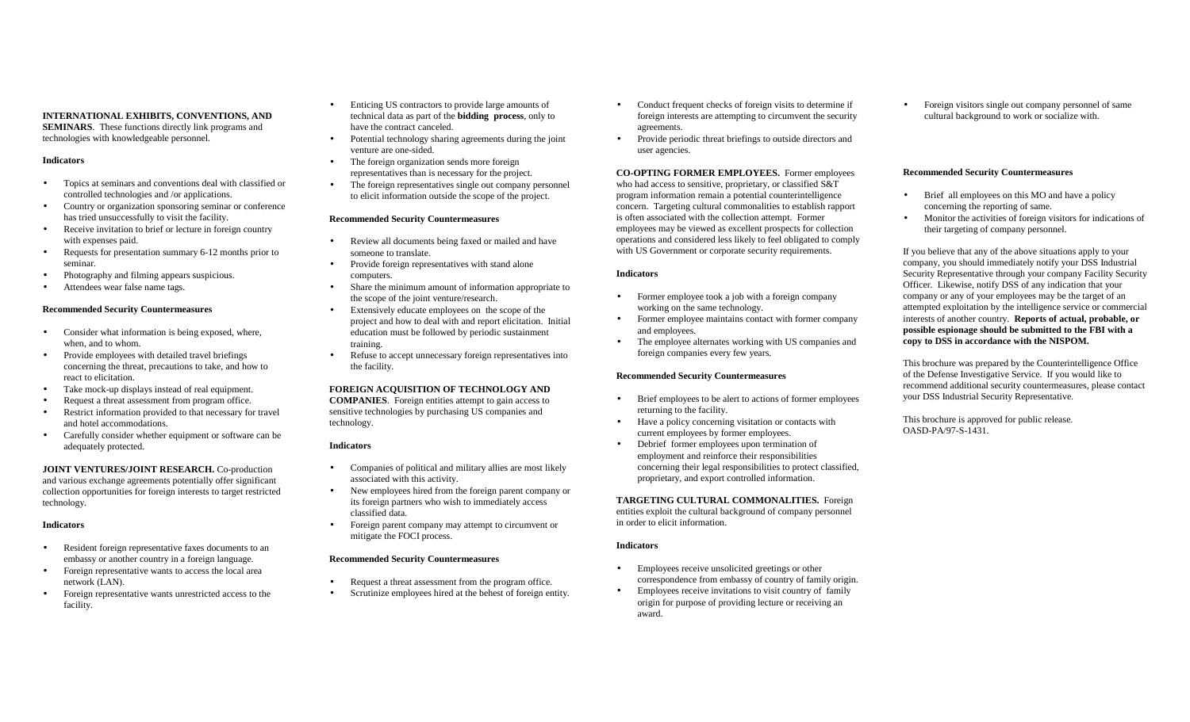**INTERNATIONAL EXHIBITS, CONVENTIONS, AND SEMINARS**. These functions directly link programs and technologies with knowledgeable personnel.

**Indicators**

- Topics at seminars and conventions deal with classified or controlled technologies and /or applications.
- Country or organization sponsoring seminar or conference has tried unsuccessfully to visit the facility.
- Receive invitation to brief or lecture in foreign country with expenses paid.
- Requests for presentation summary 6-12 months prior to seminar.
- Photography and filming appears suspicious.
- Attendees wear false name tags.

**Recommended Security Countermeasures**

- Consider what information is being exposed, where, when, and to whom.
- Provide employees with detailed travel briefings concerning the threat, precautions to take, and how to react to elicitation.
- Take mock-up displays instead of real equipment.
- Request a threat assessment from program office.
- Restrict information provided to that necessary for travel and hotel accommodations.
- Carefully consider whether equipment or software can be adequately protected.

**JOINT VENTURES/JOINT RESEARCH.** Co-production and various exchange agreements potentially offer significant collection opportunities for foreign interests to target restricted technology.

**Indicators**

- Resident foreign representative faxes documents to an embassy or another country in a foreign language.
- Foreign representative wants to access the local area network (LAN).
- Foreign representative wants unrestricted access to the facility.
- Enticing US contractors to provide large amounts of technical data as part of the **bidding process**, only to have the contract canceled.
- Potential technology sharing agreements during the joint venture are one-sided.
- The foreign organization sends more foreign representatives than is necessary for the project.
- The foreign representatives single out company personnel to elicit information outside the scope of the project.

**Recommended Security Countermeasures**

- Review all documents being faxed or mailed and have someone to translate.
- Provide foreign representatives with stand alone computers.
- Share the minimum amount of information appropriate to the scope of the joint venture/research.
- Extensively educate employees on the scope of the project and how to deal with and report elicitation. Initial education must be followed by periodic sustainment training.
- Refuse to accept unnecessary foreign representatives into the facility.

**FOREIGN ACQUISITION OF TECHNOLOGY AND COMPANIES**. Foreign entities attempt to gain access to sensitive technologies by purchasing US companies and technology.

**Indicators**

- Companies of political and military allies are most likely associated with this activity.
- New employees hired from the foreign parent company or its foreign partners who wish to immediately access classified data.
- Foreign parent company may attempt to circumvent or mitigate the FOCI process.

**Recommended Security Countermeasures**

- Request a threat assessment from the program office.
- Scrutinize employees hired at the behest of foreign entity.
- Conduct frequent checks of foreign visits to determine if foreign interests are attempting to circumvent the security agreements.
- Provide periodic threat briefings to outside directors and user agencies.

**CO-OPTING FORMER EMPLOYEES.** Former employees who had access to sensitive, proprietary, or classified S&T program information remain a potential counterintelligence concern. Targeting cultural commonalities to establish rapport is often associated with the collection attempt. Former employees may be viewed as excellent prospects for collection operations and considered less likely to feel obligated to comply with US Government or corporate security requirements.

**Indicators**

- Former employee took a job with a foreign company working on the same technology.
- Former employee maintains contact with former company and employees.
- The employee alternates working with US companies and foreign companies every few years.

**Recommended Security Countermeasures**

- Brief employees to be alert to actions of former employees returning to the facility.
- Have a policy concerning visitation or contacts with current employees by former employees.
- Debrief former employees upon termination of employment and reinforce their responsibilities concerning their legal responsibilities to protect classified, proprietary, and export controlled information.

**TARGETING CULTURAL COMMONALITIES.** Foreign entities exploit the cultural background of company personnel in order to elicit information.

**Indicators**

- Employees receive unsolicited greetings or other correspondence from embassy of country of family origin.
- Employees receive invitations to visit country of family origin for purpose of providing lecture or receiving an award.
- Foreign visitors single out company personnel of same cultural background to work or socialize with.

**Recommended Security Countermeasures**

- Brief all employees on this MO and have a policy concerning the reporting of same.
- Monitor the activities of foreign visitors for indications of their targeting of company personnel.

If you believe that any of the above situations apply to your company, you should immediately notify your DSS Industrial Security Representative through your company Facility Security Officer. Likewise, notify DSS of any indication that your company or any of your employees may be the target of an attempted exploitation by the intelligence service or commercial interests of another country. **Reports of actual, probable, or possible espionage should be submitted to the FBI with a copy to DSS in accordance with the NISPOM.**

This brochure was prepared by the Counterintelligence Office of the Defense Investigative Service. If you would like to recommend additional security countermeasures, please contact your DSS Industrial Security Representative.

This brochure is approved for public release.
OASD-PA/97-S-1431.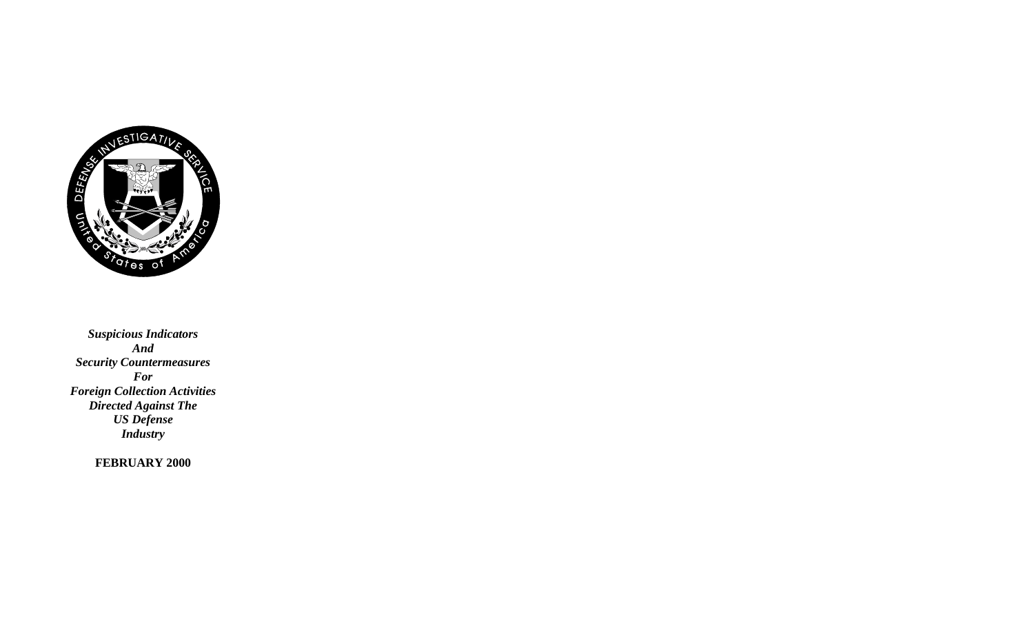***Suspicious Indicators***
***And***
***Security Countermeasures***
***For***
***Foreign Collection Activities***
***Directed Against The***
***US Defense***
***Industry***

**FEBRUARY 2000**